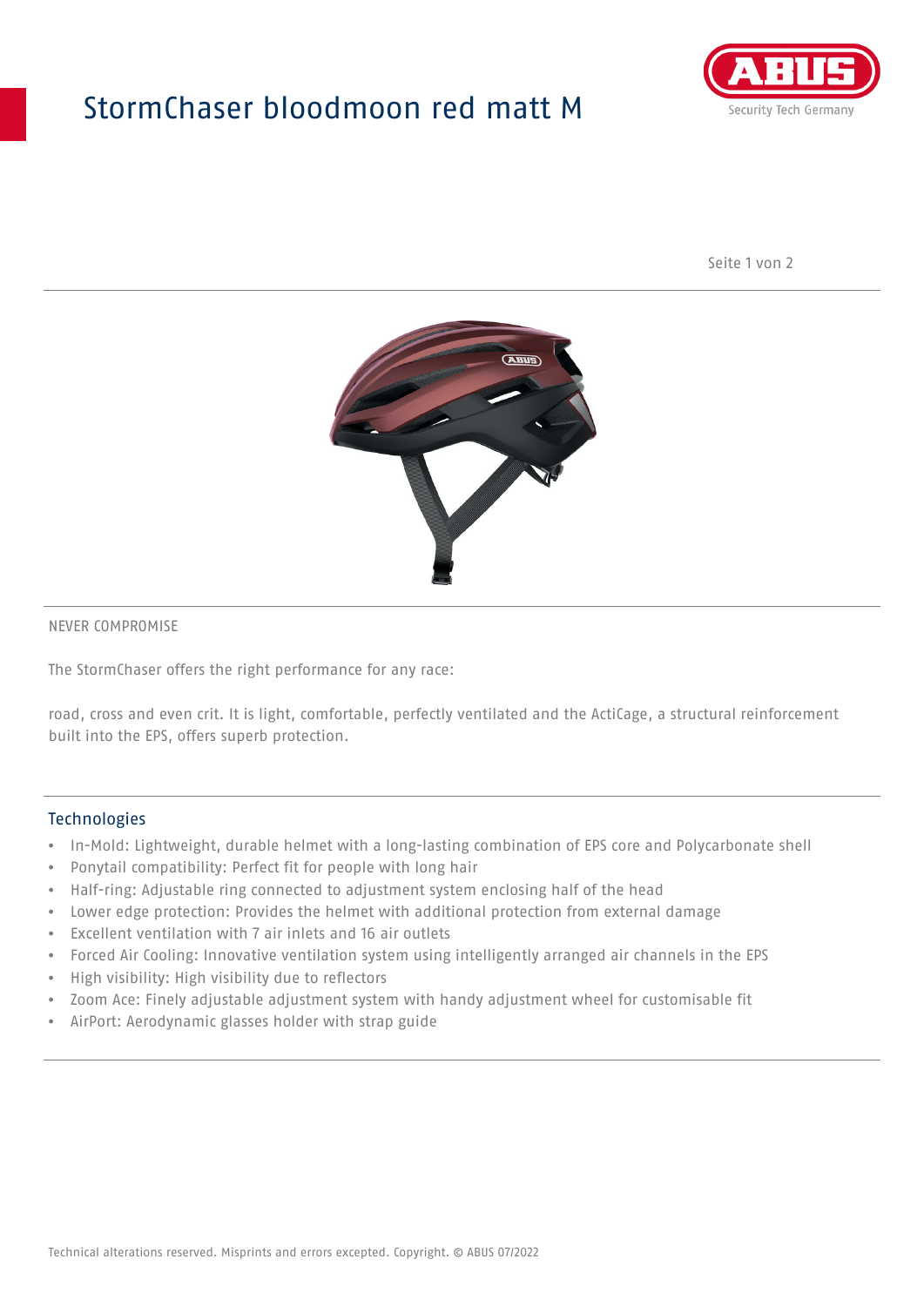# StormChaser bloodmoon red matt M

NEVER COMPROMISE

The StormChaser offers the right performance for any race:

road, cross and even crit. It is light, comfortable, perfectly ventilated and the ActiCage, a structural reinforcement built into the EPS, offers superb protection.

## Technologies

- In-Mold: Lightweight, durable helmet with a long-lasting combination of EPS core and Polycarbonate shell
- Ponytail compatibility: Perfect fit for people with long hair
- Half-ring: Adjustable ring connected to adjustment system enclosing half of the head
- Lower edge protection: Provides the helmet with additional protection from external damage
- Excellent ventilation with 7 air inlets and 16 air outlets
- Forced Air Cooling: Innovative ventilation system using intelligently arranged air channels in the EPS
- High visibility: High visibility due to reflectors
- Zoom Ace: Finely adjustable adjustment system with handy adjustment wheel for customisable fit
- AirPort: Aerodynamic glasses holder with strap guide

Technical alterations reserved. Misprints and errors excepted. Copyright. © ABUS 07/2022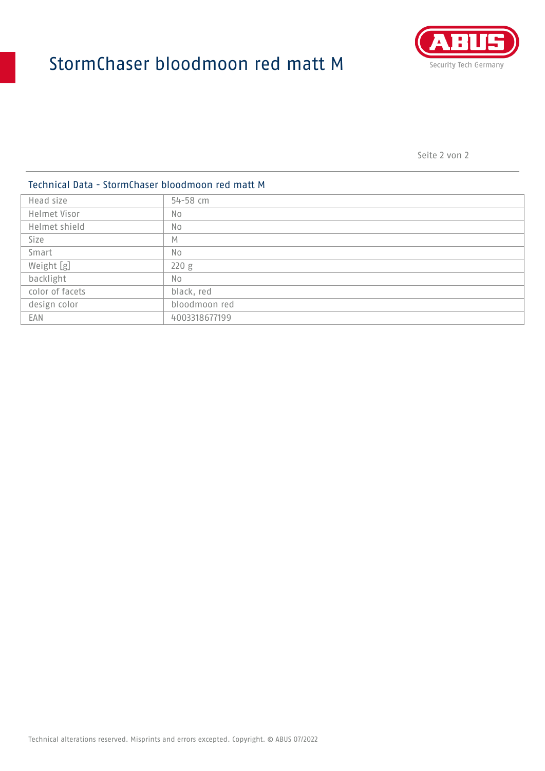# StormChaser bloodmoon red matt M

## Technical Data - StormChaser bloodmoon red matt M

| | |
|---|---|
| Head size | 54-58 cm |
| Helmet Visor | No |
| Helmet shield | No |
| Size | M |
| Smart | No |
| Weight [g] | 220 g |
| backlight | No |
| color of facets | black, red |
| design color | bloodmoon red |
| EAN | 4003318677199 |

Technical alterations reserved. Misprints and errors excepted. Copyright. © ABUS 07/2022